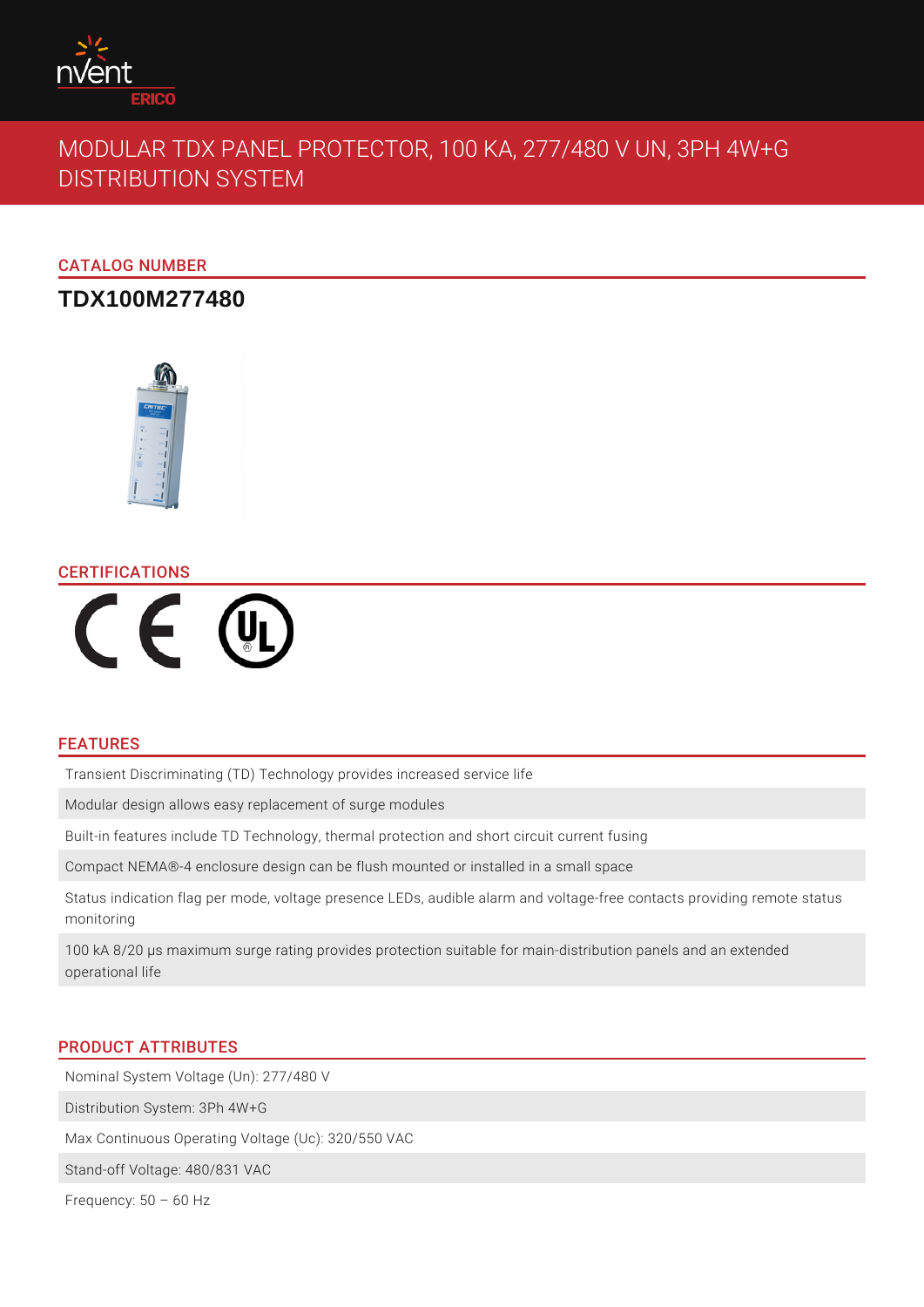# MODULAR TDX PANEL PROTECTOR, 100 KA, 277/480 V UN, 3PH 4W+G DISTRIBUTION SYSTEM

## CATALOG NUMBER

**TDX100M277480**

## CERTIFICATIONS

## FEATURES

- Transient Discriminating (TD) Technology provides increased service life
- Modular design allows easy replacement of surge modules
- Built-in features include TD Technology, thermal protection and short circuit current fusing
- Compact NEMA®-4 enclosure design can be flush mounted or installed in a small space
- Status indication flag per mode, voltage presence LEDs, audible alarm and voltage-free contacts providing remote status monitoring
- 100 kA 8/20 µs maximum surge rating provides protection suitable for main-distribution panels and an extended operational life

## PRODUCT ATTRIBUTES

- Nominal System Voltage (Un): 277/480 V
- Distribution System: 3Ph 4W+G
- Max Continuous Operating Voltage (Uc): 320/550 VAC
- Stand-off Voltage: 480/831 VAC
- Frequency: 50 – 60 Hz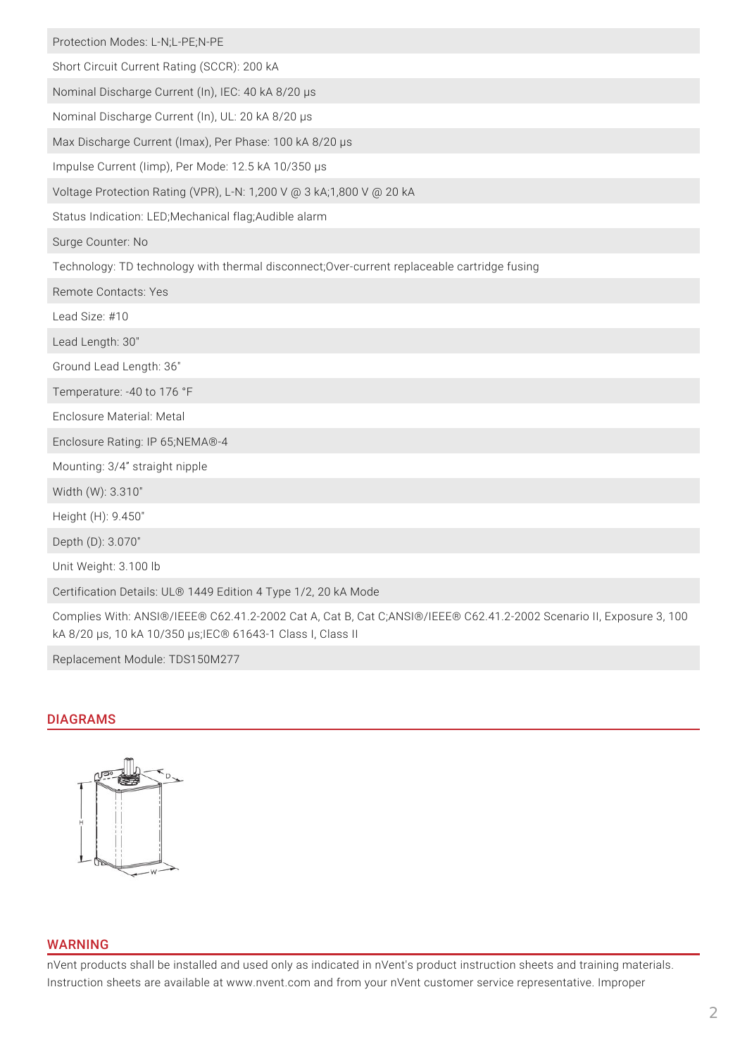Protection Modes: L-N;L-PE;N-PE

Short Circuit Current Rating (SCCR): 200 kA

Nominal Discharge Current (In), IEC: 40 kA 8/20 µs

Nominal Discharge Current (In), UL: 20 kA 8/20 µs

Max Discharge Current (Imax), Per Phase: 100 kA 8/20 µs

Impulse Current (Iimp), Per Mode: 12.5 kA 10/350 µs

Voltage Protection Rating (VPR), L-N: 1,200 V @ 3 kA;1,800 V @ 20 kA

Status Indication: LED;Mechanical flag;Audible alarm

Surge Counter: No

Technology: TD technology with thermal disconnect;Over-current replaceable cartridge fusing

Remote Contacts: Yes

Lead Size: #10

Lead Length: 30"

Ground Lead Length: 36"

Temperature: -40 to 176 °F

Enclosure Material: Metal

Enclosure Rating: IP 65;NEMA®-4

Mounting: 3/4" straight nipple

Width (W): 3.310"

Height (H): 9.450"

Depth (D): 3.070"

Unit Weight: 3.100 lb

Certification Details: UL® 1449 Edition 4 Type 1/2, 20 kA Mode

Complies With: ANSI®/IEEE® C62.41.2-2002 Cat A, Cat B, Cat C;ANSI®/IEEE® C62.41.2-2002 Scenario II, Exposure 3, 100 kA 8/20 µs, 10 kA 10/350 µs;IEC® 61643-1 Class I, Class II

Replacement Module: TDS150M277

## DIAGRAMS

## WARNING

nVent products shall be installed and used only as indicated in nVent's product instruction sheets and training materials. Instruction sheets are available at www.nvent.com and from your nVent customer service representative. Improper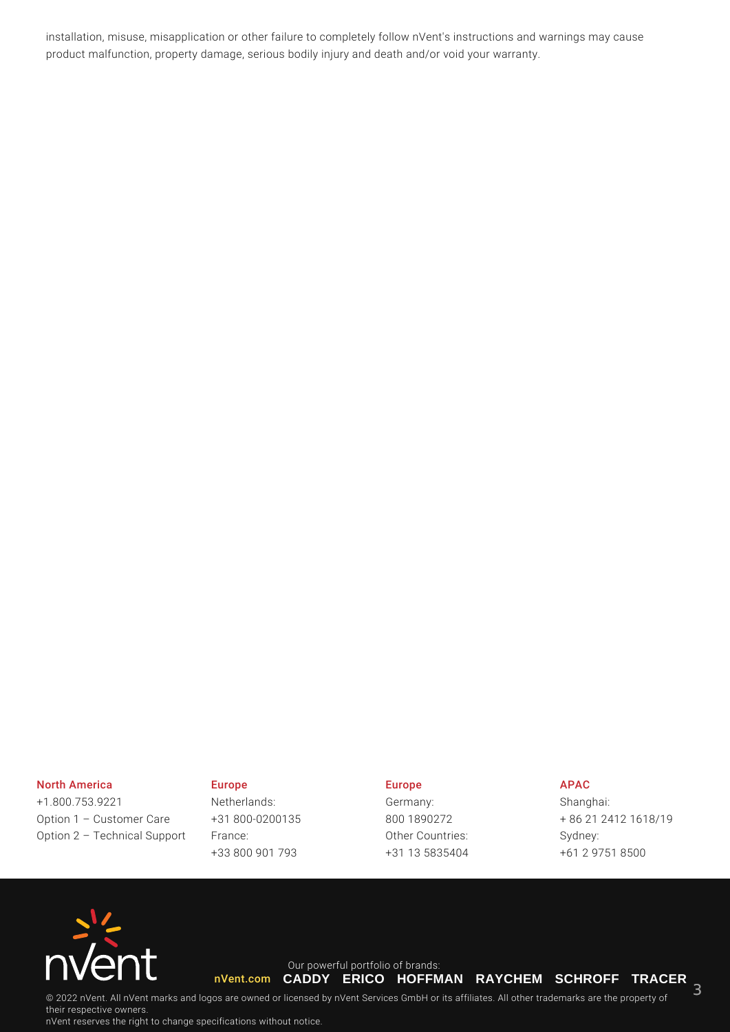installation, misuse, misapplication or other failure to completely follow nVent's instructions and warnings may cause product malfunction, property damage, serious bodily injury and death and/or void your warranty.

**North America**
+1.800.753.9221
Option 1 – Customer Care
Option 2 – Technical Support

**Europe**
Netherlands:
+31 800-0200135
France:
+33 800 901 793

**Europe**
Germany:
800 1890272
Other Countries:
+31 13 5835404

**APAC**
Shanghai:
+ 86 21 2412 1618/19
Sydney:
+61 2 9751 8500

Our powerful portfolio of brands:
nVent.com **CADDY ERICO HOFFMAN RAYCHEM SCHROFF TRACER**

© 2022 nVent. All nVent marks and logos are owned or licensed by nVent Services GmbH or its affiliates. All other trademarks are the property of their respective owners.
nVent reserves the right to change specifications without notice.